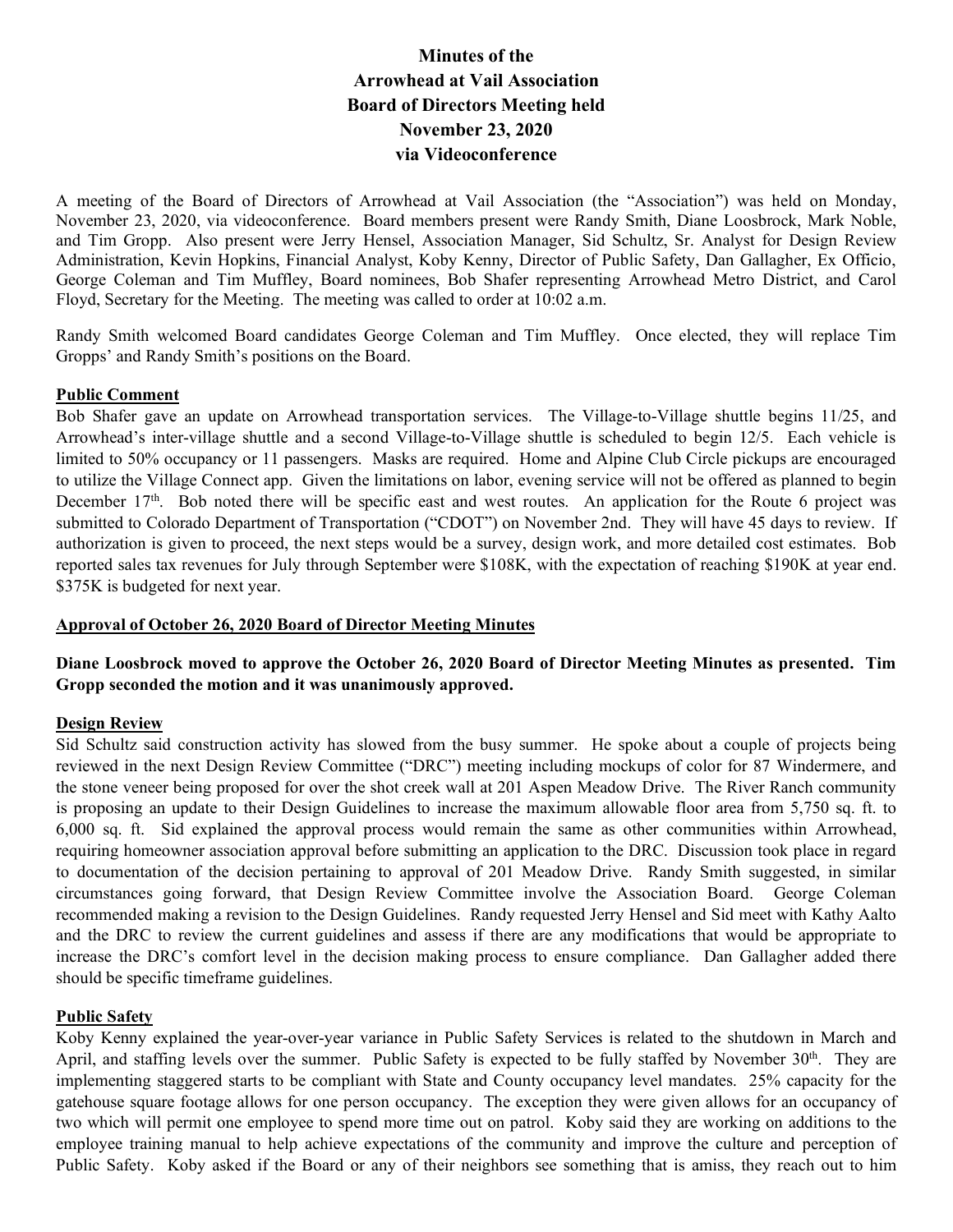# Minutes of the Arrowhead at Vail Association Board of Directors Meeting held November 23, 2020 via Videoconference

A meeting of the Board of Directors of Arrowhead at Vail Association (the "Association") was held on Monday, November 23, 2020, via videoconference. Board members present were Randy Smith, Diane Loosbrock, Mark Noble, and Tim Gropp. Also present were Jerry Hensel, Association Manager, Sid Schultz, Sr. Analyst for Design Review Administration, Kevin Hopkins, Financial Analyst, Koby Kenny, Director of Public Safety, Dan Gallagher, Ex Officio, George Coleman and Tim Muffley, Board nominees, Bob Shafer representing Arrowhead Metro District, and Carol Floyd, Secretary for the Meeting. The meeting was called to order at 10:02 a.m.

Randy Smith welcomed Board candidates George Coleman and Tim Muffley. Once elected, they will replace Tim Gropps' and Randy Smith's positions on the Board.

**Public Comment**

Bob Shafer gave an update on Arrowhead transportation services. The Village-to-Village shuttle begins 11/25, and Arrowhead's inter-village shuttle and a second Village-to-Village shuttle is scheduled to begin 12/5. Each vehicle is limited to 50% occupancy or 11 passengers. Masks are required. Home and Alpine Club Circle pickups are encouraged to utilize the Village Connect app. Given the limitations on labor, evening service will not be offered as planned to begin December 17th. Bob noted there will be specific east and west routes. An application for the Route 6 project was submitted to Colorado Department of Transportation ("CDOT") on November 2nd. They will have 45 days to review. If authorization is given to proceed, the next steps would be a survey, design work, and more detailed cost estimates. Bob reported sales tax revenues for July through September were $108K, with the expectation of reaching $190K at year end. $375K is budgeted for next year.

**Approval of October 26, 2020 Board of Director Meeting Minutes**

**Diane Loosbrock moved to approve the October 26, 2020 Board of Director Meeting Minutes as presented. Tim Gropp seconded the motion and it was unanimously approved.**

**Design Review**

Sid Schultz said construction activity has slowed from the busy summer. He spoke about a couple of projects being reviewed in the next Design Review Committee ("DRC") meeting including mockups of color for 87 Windermere, and the stone veneer being proposed for over the shot creek wall at 201 Aspen Meadow Drive. The River Ranch community is proposing an update to their Design Guidelines to increase the maximum allowable floor area from 5,750 sq. ft. to 6,000 sq. ft. Sid explained the approval process would remain the same as other communities within Arrowhead, requiring homeowner association approval before submitting an application to the DRC. Discussion took place in regard to documentation of the decision pertaining to approval of 201 Meadow Drive. Randy Smith suggested, in similar circumstances going forward, that Design Review Committee involve the Association Board. George Coleman recommended making a revision to the Design Guidelines. Randy requested Jerry Hensel and Sid meet with Kathy Aalto and the DRC to review the current guidelines and assess if there are any modifications that would be appropriate to increase the DRC's comfort level in the decision making process to ensure compliance. Dan Gallagher added there should be specific timeframe guidelines.

**Public Safety**

Koby Kenny explained the year-over-year variance in Public Safety Services is related to the shutdown in March and April, and staffing levels over the summer. Public Safety is expected to be fully staffed by November 30th. They are implementing staggered starts to be compliant with State and County occupancy level mandates. 25% capacity for the gatehouse square footage allows for one person occupancy. The exception they were given allows for an occupancy of two which will permit one employee to spend more time out on patrol. Koby said they are working on additions to the employee training manual to help achieve expectations of the community and improve the culture and perception of Public Safety. Koby asked if the Board or any of their neighbors see something that is amiss, they reach out to him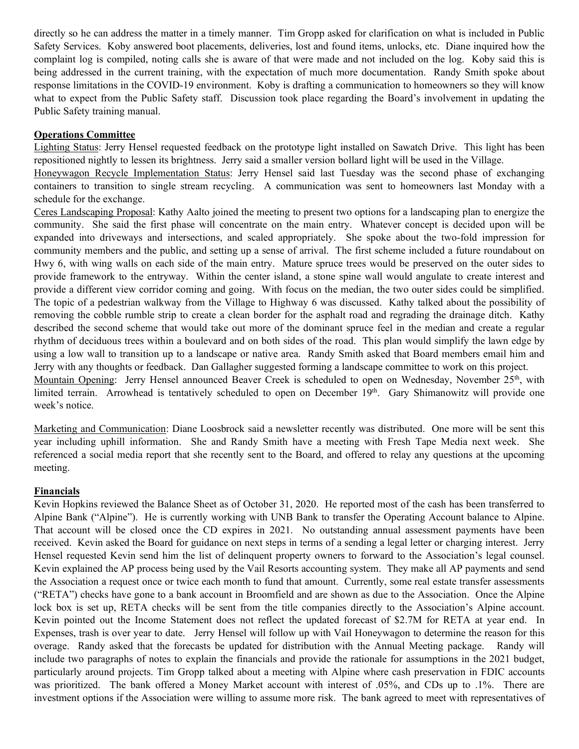directly so he can address the matter in a timely manner. Tim Gropp asked for clarification on what is included in Public Safety Services. Koby answered boot placements, deliveries, lost and found items, unlocks, etc. Diane inquired how the complaint log is compiled, noting calls she is aware of that were made and not included on the log. Koby said this is being addressed in the current training, with the expectation of much more documentation. Randy Smith spoke about response limitations in the COVID-19 environment. Koby is drafting a communication to homeowners so they will know what to expect from the Public Safety staff. Discussion took place regarding the Board's involvement in updating the Public Safety training manual.

**Operations Committee**

Lighting Status: Jerry Hensel requested feedback on the prototype light installed on Sawatch Drive. This light has been repositioned nightly to lessen its brightness. Jerry said a smaller version bollard light will be used in the Village.

Honeywagon Recycle Implementation Status: Jerry Hensel said last Tuesday was the second phase of exchanging containers to transition to single stream recycling. A communication was sent to homeowners last Monday with a schedule for the exchange.

Ceres Landscaping Proposal: Kathy Aalto joined the meeting to present two options for a landscaping plan to energize the community. She said the first phase will concentrate on the main entry. Whatever concept is decided upon will be expanded into driveways and intersections, and scaled appropriately. She spoke about the two-fold impression for community members and the public, and setting up a sense of arrival. The first scheme included a future roundabout on Hwy 6, with wing walls on each side of the main entry. Mature spruce trees would be preserved on the outer sides to provide framework to the entryway. Within the center island, a stone spine wall would angulate to create interest and provide a different view corridor coming and going. With focus on the median, the two outer sides could be simplified. The topic of a pedestrian walkway from the Village to Highway 6 was discussed. Kathy talked about the possibility of removing the cobble rumble strip to create a clean border for the asphalt road and regrading the drainage ditch. Kathy described the second scheme that would take out more of the dominant spruce feel in the median and create a regular rhythm of deciduous trees within a boulevard and on both sides of the road. This plan would simplify the lawn edge by using a low wall to transition up to a landscape or native area. Randy Smith asked that Board members email him and Jerry with any thoughts or feedback. Dan Gallagher suggested forming a landscape committee to work on this project.

Mountain Opening: Jerry Hensel announced Beaver Creek is scheduled to open on Wednesday, November 25th, with limited terrain. Arrowhead is tentatively scheduled to open on December 19th. Gary Shimanowitz will provide one week's notice.

Marketing and Communication: Diane Loosbrock said a newsletter recently was distributed. One more will be sent this year including uphill information. She and Randy Smith have a meeting with Fresh Tape Media next week. She referenced a social media report that she recently sent to the Board, and offered to relay any questions at the upcoming meeting.

**Financials**

Kevin Hopkins reviewed the Balance Sheet as of October 31, 2020. He reported most of the cash has been transferred to Alpine Bank ("Alpine"). He is currently working with UNB Bank to transfer the Operating Account balance to Alpine. That account will be closed once the CD expires in 2021. No outstanding annual assessment payments have been received. Kevin asked the Board for guidance on next steps in terms of a sending a legal letter or charging interest. Jerry Hensel requested Kevin send him the list of delinquent property owners to forward to the Association's legal counsel. Kevin explained the AP process being used by the Vail Resorts accounting system. They make all AP payments and send the Association a request once or twice each month to fund that amount. Currently, some real estate transfer assessments ("RETA") checks have gone to a bank account in Broomfield and are shown as due to the Association. Once the Alpine lock box is set up, RETA checks will be sent from the title companies directly to the Association's Alpine account. Kevin pointed out the Income Statement does not reflect the updated forecast of $2.7M for RETA at year end. In Expenses, trash is over year to date. Jerry Hensel will follow up with Vail Honeywagon to determine the reason for this overage. Randy asked that the forecasts be updated for distribution with the Annual Meeting package. Randy will include two paragraphs of notes to explain the financials and provide the rationale for assumptions in the 2021 budget, particularly around projects. Tim Gropp talked about a meeting with Alpine where cash preservation in FDIC accounts was prioritized. The bank offered a Money Market account with interest of .05%, and CDs up to .1%. There are investment options if the Association were willing to assume more risk. The bank agreed to meet with representatives of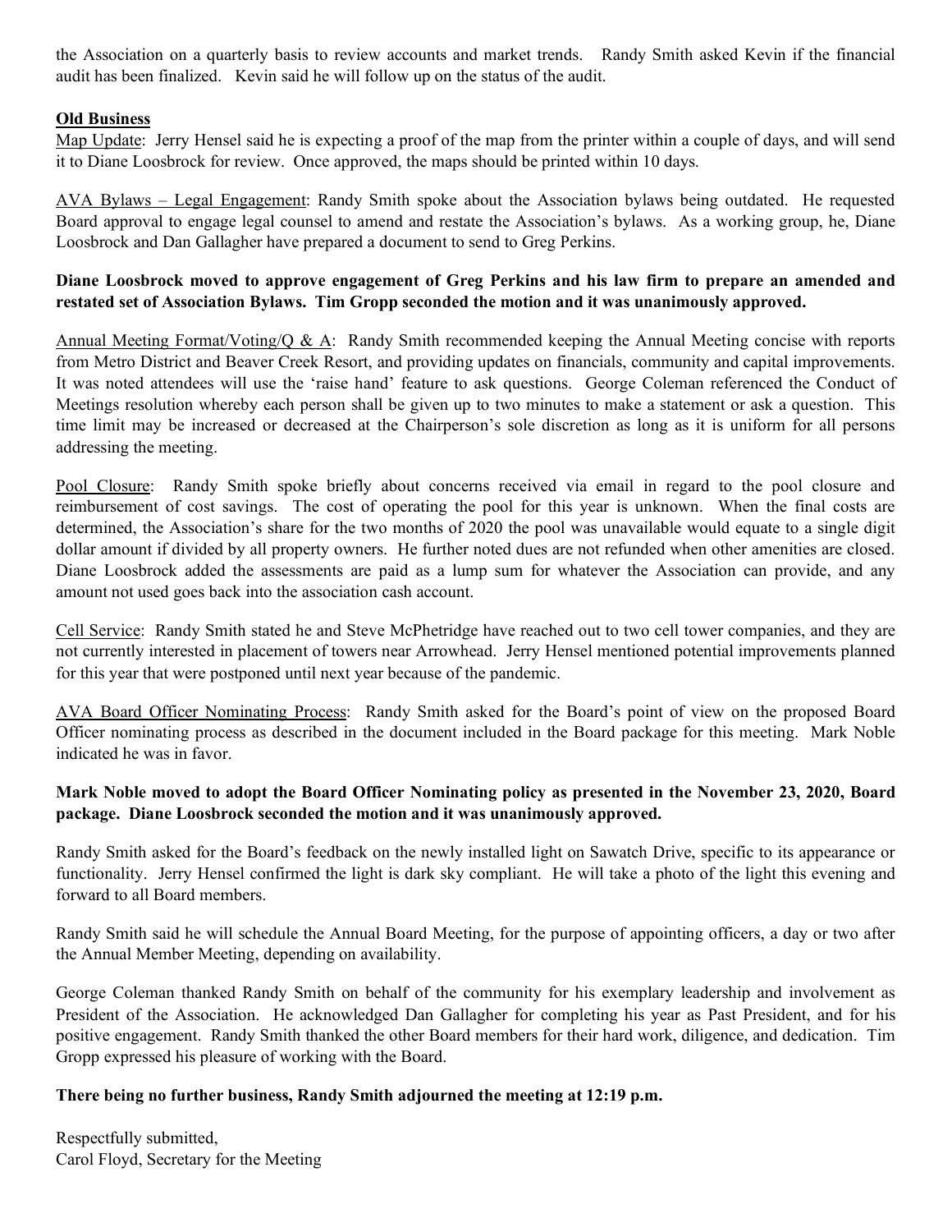the Association on a quarterly basis to review accounts and market trends. Randy Smith asked Kevin if the financial audit has been finalized. Kevin said he will follow up on the status of the audit.

**Old Business**

Map Update: Jerry Hensel said he is expecting a proof of the map from the printer within a couple of days, and will send it to Diane Loosbrock for review. Once approved, the maps should be printed within 10 days.

AVA Bylaws – Legal Engagement: Randy Smith spoke about the Association bylaws being outdated. He requested Board approval to engage legal counsel to amend and restate the Association's bylaws. As a working group, he, Diane Loosbrock and Dan Gallagher have prepared a document to send to Greg Perkins.

**Diane Loosbrock moved to approve engagement of Greg Perkins and his law firm to prepare an amended and restated set of Association Bylaws. Tim Gropp seconded the motion and it was unanimously approved.**

Annual Meeting Format/Voting/Q & A: Randy Smith recommended keeping the Annual Meeting concise with reports from Metro District and Beaver Creek Resort, and providing updates on financials, community and capital improvements. It was noted attendees will use the 'raise hand' feature to ask questions. George Coleman referenced the Conduct of Meetings resolution whereby each person shall be given up to two minutes to make a statement or ask a question. This time limit may be increased or decreased at the Chairperson's sole discretion as long as it is uniform for all persons addressing the meeting.

Pool Closure: Randy Smith spoke briefly about concerns received via email in regard to the pool closure and reimbursement of cost savings. The cost of operating the pool for this year is unknown. When the final costs are determined, the Association's share for the two months of 2020 the pool was unavailable would equate to a single digit dollar amount if divided by all property owners. He further noted dues are not refunded when other amenities are closed. Diane Loosbrock added the assessments are paid as a lump sum for whatever the Association can provide, and any amount not used goes back into the association cash account.

Cell Service: Randy Smith stated he and Steve McPhetridge have reached out to two cell tower companies, and they are not currently interested in placement of towers near Arrowhead. Jerry Hensel mentioned potential improvements planned for this year that were postponed until next year because of the pandemic.

AVA Board Officer Nominating Process: Randy Smith asked for the Board's point of view on the proposed Board Officer nominating process as described in the document included in the Board package for this meeting. Mark Noble indicated he was in favor.

**Mark Noble moved to adopt the Board Officer Nominating policy as presented in the November 23, 2020, Board package. Diane Loosbrock seconded the motion and it was unanimously approved.**

Randy Smith asked for the Board's feedback on the newly installed light on Sawatch Drive, specific to its appearance or functionality. Jerry Hensel confirmed the light is dark sky compliant. He will take a photo of the light this evening and forward to all Board members.

Randy Smith said he will schedule the Annual Board Meeting, for the purpose of appointing officers, a day or two after the Annual Member Meeting, depending on availability.

George Coleman thanked Randy Smith on behalf of the community for his exemplary leadership and involvement as President of the Association. He acknowledged Dan Gallagher for completing his year as Past President, and for his positive engagement. Randy Smith thanked the other Board members for their hard work, diligence, and dedication. Tim Gropp expressed his pleasure of working with the Board.

**There being no further business, Randy Smith adjourned the meeting at 12:19 p.m.**

Respectfully submitted,
Carol Floyd, Secretary for the Meeting